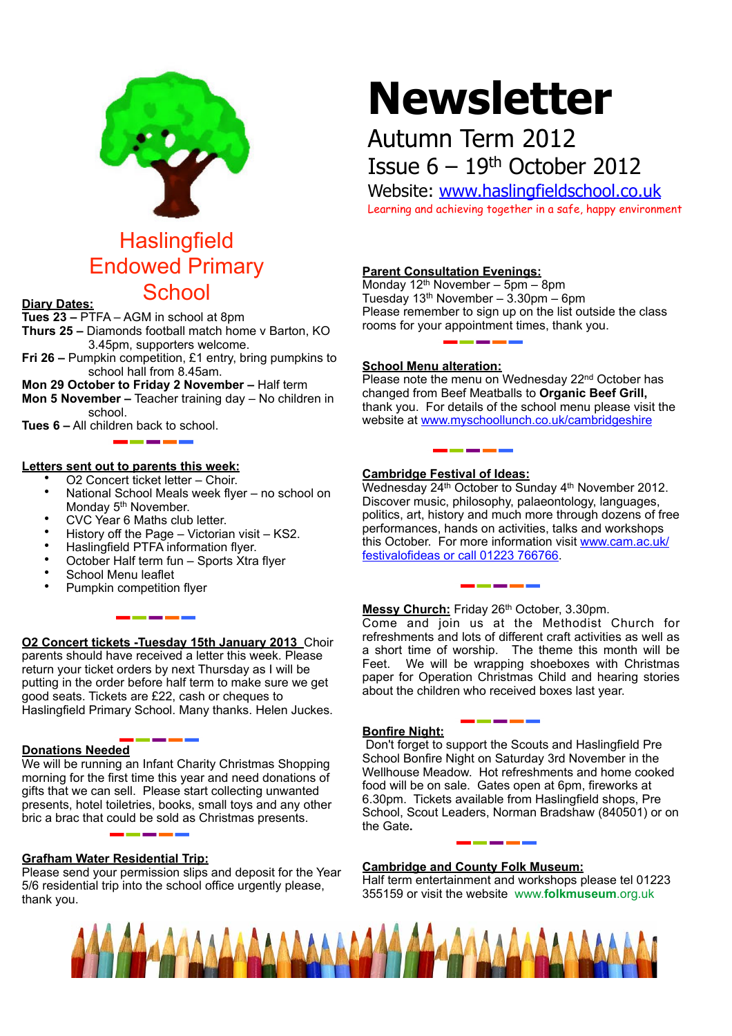# Newsletter

Autumn Term 2012

Issue 6 – 19th October 2012

Website: [www.haslingfieldschool.co.uk](http://www.haslingfieldschool.co.uk)

Learning and achieving together in a safe, happy environment

## Haslingfield Endowed Primary School

**Diary Dates:**

**Tues 23 –** PTFA – AGM in school at 8pm

**Thurs 25 –** Diamonds football match home v Barton, KO 3.45pm, supporters welcome.

**Fri 26 –** Pumpkin competition, £1 entry, bring pumpkins to school hall from 8.45am.

**Mon 29 October to Friday 2 November –** Half term

**Mon 5 November –** Teacher training day – No children in school.

**Tues 6 –** All children back to school.

**Letters sent out to parents this week:**

- O2 Concert ticket letter – Choir.
- National School Meals week flyer – no school on Monday 5th November.
- CVC Year 6 Maths club letter.
- History off the Page – Victorian visit – KS2.
- Haslingfield PTFA information flyer.
- October Half term fun – Sports Xtra flyer
- School Menu leaflet
- Pumpkin competition flyer

**O2 Concert tickets -Tuesday 15th January 2013** Choir parents should have received a letter this week. Please return your ticket orders by next Thursday as I will be putting in the order before half term to make sure we get good seats. Tickets are £22, cash or cheques to Haslingfield Primary School. Many thanks. Helen Juckes.

**Donations Needed**

We will be running an Infant Charity Christmas Shopping morning for the first time this year and need donations of gifts that we can sell. Please start collecting unwanted presents, hotel toiletries, books, small toys and any other bric a brac that could be sold as Christmas presents.

**Grafham Water Residential Trip:**

Please send your permission slips and deposit for the Year 5/6 residential trip into the school office urgently please, thank you.

**Parent Consultation Evenings:**

Monday 12th November – 5pm – 8pm

Tuesday 13th November – 3.30pm – 6pm

Please remember to sign up on the list outside the class rooms for your appointment times, thank you.

**School Menu alteration:**

Please note the menu on Wednesday 22nd October has changed from Beef Meatballs to **Organic Beef Grill,** thank you. For details of the school menu please visit the website at [www.myschoollunch.co.uk/cambridgeshire](http://www.myschoollunch.co.uk/cambridgeshire)

**Cambridge Festival of Ideas:**

Wednesday 24th October to Sunday 4th November 2012. Discover music, philosophy, palaeontology, languages, politics, art, history and much more through dozens of free performances, hands on activities, talks and workshops this October. For more information visit [www.cam.ac.uk/festivalofideas](http://www.cam.ac.uk/festivalofideas) or call 01223 766766.

**Messy Church:** Friday 26th October, 3.30pm.

Come and join us at the Methodist Church for refreshments and lots of different craft activities as well as a short time of worship. The theme this month will be Feet. We will be wrapping shoeboxes with Christmas paper for Operation Christmas Child and hearing stories about the children who received boxes last year.

**Bonfire Night:**

Don't forget to support the Scouts and Haslingfield Pre School Bonfire Night on Saturday 3rd November in the Wellhouse Meadow. Hot refreshments and home cooked food will be on sale. Gates open at 6pm, fireworks at 6.30pm. Tickets available from Haslingfield shops, Pre School, Scout Leaders, Norman Bradshaw (840501) or on the Gate.

**Cambridge and County Folk Museum:**

Half term entertainment and workshops please tel 01223 355159 or visit the website www.**folkmuseum**.org.uk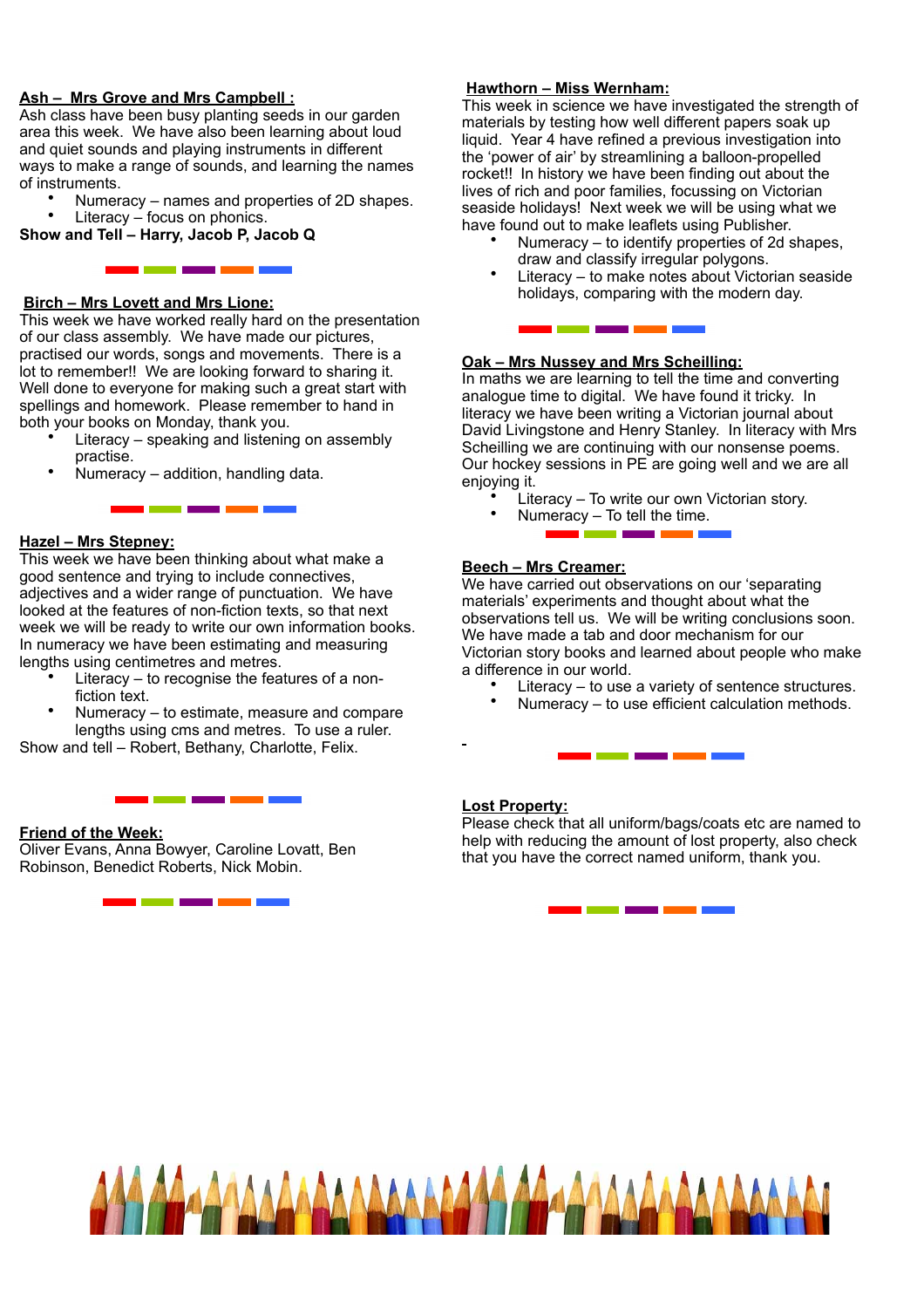## Ash – Mrs Grove and Mrs Campbell :

Ash class have been busy planting seeds in our garden area this week. We have also been learning about loud and quiet sounds and playing instruments in different ways to make a range of sounds, and learning the names of instruments.

- Numeracy – names and properties of 2D shapes.
- Literacy – focus on phonics.

**Show and Tell – Harry, Jacob P, Jacob Q**

## Birch – Mrs Lovett and Mrs Lione:

This week we have worked really hard on the presentation of our class assembly. We have made our pictures, practised our words, songs and movements. There is a lot to remember!! We are looking forward to sharing it. Well done to everyone for making such a great start with spellings and homework. Please remember to hand in both your books on Monday, thank you.

- Literacy – speaking and listening on assembly practise.
- Numeracy – addition, handling data.

## Hazel – Mrs Stepney:

This week we have been thinking about what make a good sentence and trying to include connectives, adjectives and a wider range of punctuation. We have looked at the features of non-fiction texts, so that next week we will be ready to write our own information books. In numeracy we have been estimating and measuring lengths using centimetres and metres.

- Literacy – to recognise the features of a non-fiction text.
- Numeracy – to estimate, measure and compare lengths using cms and metres. To use a ruler.

Show and tell – Robert, Bethany, Charlotte, Felix.

## Friend of the Week:

Oliver Evans, Anna Bowyer, Caroline Lovatt, Ben Robinson, Benedict Roberts, Nick Mobin.

## Hawthorn – Miss Wernham:

This week in science we have investigated the strength of materials by testing how well different papers soak up liquid. Year 4 have refined a previous investigation into the 'power of air' by streamlining a balloon-propelled rocket!! In history we have been finding out about the lives of rich and poor families, focussing on Victorian seaside holidays! Next week we will be using what we have found out to make leaflets using Publisher.

- Numeracy – to identify properties of 2d shapes, draw and classify irregular polygons.
- Literacy – to make notes about Victorian seaside holidays, comparing with the modern day.

## Oak – Mrs Nussey and Mrs Scheilling:

In maths we are learning to tell the time and converting analogue time to digital. We have found it tricky. In literacy we have been writing a Victorian journal about David Livingstone and Henry Stanley. In literacy with Mrs Scheilling we are continuing with our nonsense poems. Our hockey sessions in PE are going well and we are all enjoying it.

- Literacy – To write our own Victorian story.
- Numeracy – To tell the time.

## Beech – Mrs Creamer:

We have carried out observations on our 'separating materials' experiments and thought about what the observations tell us. We will be writing conclusions soon. We have made a tab and door mechanism for our Victorian story books and learned about people who make a difference in our world.

- Literacy – to use a variety of sentence structures.
- Numeracy – to use efficient calculation methods.

## Lost Property:

Please check that all uniform/bags/coats etc are named to help with reducing the amount of lost property, also check that you have the correct named uniform, thank you.